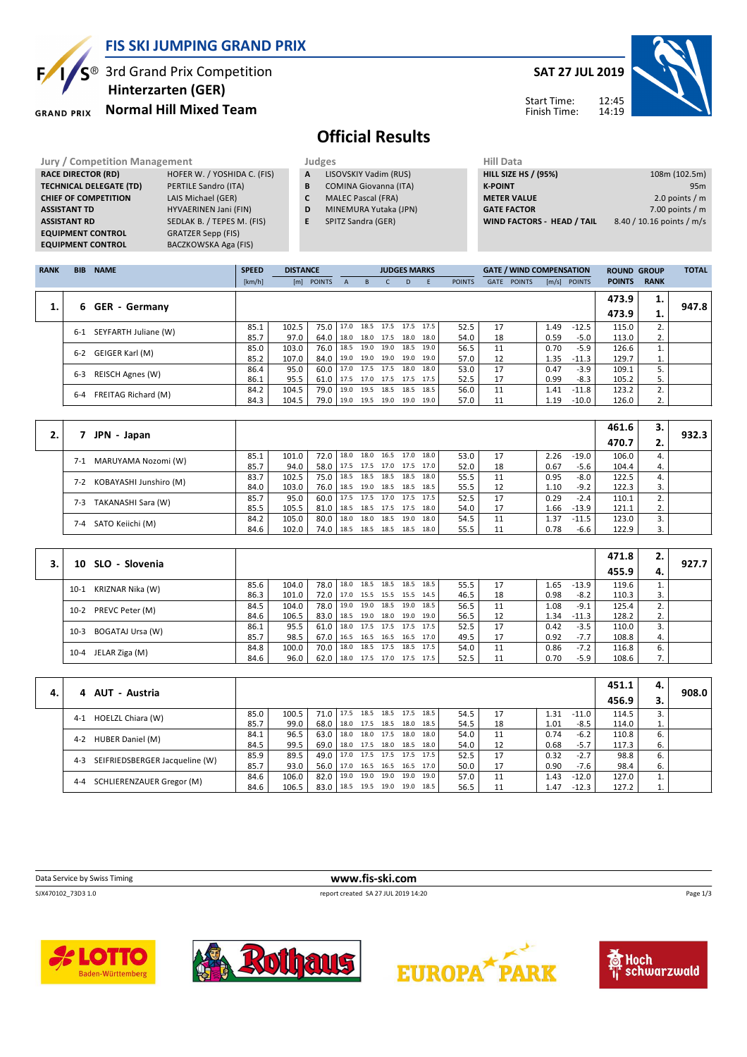# FIS SKI JUMPING GRAND PRIX

## 3rd Grand Prix Competition
## Hinterzarten (GER)
## Normal Hill Mixed Team

**SAT 27 JUL 2019**

Start Time: 12:45
Finish Time: 14:19

# Official Results

| Jury / Competition Management | |
|---|---|
| RACE DIRECTOR (RD) | HOFER W. / YOSHIDA C. (FIS) |
| TECHNICAL DELEGATE (TD) | PERTILE Sandro (ITA) |
| CHIEF OF COMPETITION | LAIS Michael (GER) |
| ASSISTANT TD | HYVAERINEN Jani (FIN) |
| ASSISTANT RD | SEDLAK B. / TEPES M. (FIS) |
| EQUIPMENT CONTROL | GRATZER Sepp (FIS) |
| EQUIPMENT CONTROL | BACZKOWSKA Aga (FIS) |

| Judges | |
|---|---|
| A | LISOVSKIY Vadim (RUS) |
| B | COMINA Giovanna (ITA) |
| C | MALEC Pascal (FRA) |
| D | MINEMURA Yutaka (JPN) |
| E | SPITZ Sandra (GER) |

| Hill Data | |
|---|---|
| HILL SIZE HS / (95%) | 108m (102.5m) |
| K-POINT | 95m |
| METER VALUE | 2.0 points / m |
| GATE FACTOR | 7.00 points / m |
| WIND FACTORS - HEAD / TAIL | 8.40 / 10.16 points / m/s |

| RANK | BIB | NAME | SPEED [km/h] | DISTANCE [m] | DISTANCE POINTS | A | B | C | D | E | JUDGES POINTS | GATE | GATE POINTS | WIND [m/s] | WIND POINTS | ROUND POINTS | GROUP RANK | TOTAL |
|---|---|---|---|---|---|---|---|---|---|---|---|---|---|---|---|---|---|---|
| 1. | 6 | GER - Germany | | | | | | | | | | | | | | 473.9 / 473.9 | 1. / 1. | 947.8 |
| | 6-1 | SEYFARTH Juliane (W) | 85.1 | 102.5 | 75.0 | 17.0 | 18.5 | 17.5 | 17.5 | 17.5 | 52.5 | 17 | | 1.49 | -12.5 | 115.0 | 2. | |
| | | | 85.7 | 97.0 | 64.0 | 18.0 | 18.0 | 17.5 | 18.0 | 18.0 | 54.0 | 18 | | 0.59 | -5.0 | 113.0 | 2. | |
| | 6-2 | GEIGER Karl (M) | 85.0 | 103.0 | 76.0 | 18.5 | 19.0 | 19.0 | 18.5 | 19.0 | 56.5 | 11 | | 0.70 | -5.9 | 126.6 | 1. | |
| | | | 85.2 | 107.0 | 84.0 | 19.0 | 19.0 | 19.0 | 19.0 | 19.0 | 57.0 | 12 | | 1.35 | -11.3 | 129.7 | 1. | |
| | 6-3 | REISCH Agnes (W) | 86.4 | 95.0 | 60.0 | 17.0 | 17.5 | 17.5 | 18.0 | 18.0 | 53.0 | 17 | | 0.47 | -3.9 | 109.1 | 5. | |
| | | | 86.1 | 95.5 | 61.0 | 17.5 | 17.0 | 17.5 | 17.5 | 17.5 | 52.5 | 17 | | 0.99 | -8.3 | 105.2 | 5. | |
| | 6-4 | FREITAG Richard (M) | 84.2 | 104.5 | 79.0 | 19.0 | 19.5 | 18.5 | 18.5 | 18.5 | 56.0 | 11 | | 1.41 | -11.8 | 123.2 | 2. | |
| | | | 84.3 | 104.5 | 79.0 | 19.0 | 19.5 | 19.0 | 19.0 | 19.0 | 57.0 | 11 | | 1.19 | -10.0 | 126.0 | 2. | |
| 2. | 7 | JPN - Japan | | | | | | | | | | | | | | 461.6 / 470.7 | 3. / 2. | 932.3 |
| | 7-1 | MARUYAMA Nozomi (W) | 85.1 | 101.0 | 72.0 | 18.0 | 18.0 | 16.5 | 17.0 | 18.0 | 53.0 | 17 | | 2.26 | -19.0 | 106.0 | 4. | |
| | | | 85.7 | 94.0 | 58.0 | 17.5 | 17.5 | 17.0 | 17.5 | 17.0 | 52.0 | 18 | | 0.67 | -5.6 | 104.4 | 4. | |
| | 7-2 | KOBAYASHI Junshiro (M) | 83.7 | 102.5 | 75.0 | 18.5 | 18.5 | 18.5 | 18.5 | 18.0 | 55.5 | 11 | | 0.95 | -8.0 | 122.5 | 4. | |
| | | | 84.0 | 103.0 | 76.0 | 18.5 | 19.0 | 18.5 | 18.5 | 18.5 | 55.5 | 12 | | 1.10 | -9.2 | 122.3 | 3. | |
| | 7-3 | TAKANASHI Sara (W) | 85.7 | 95.0 | 60.0 | 17.5 | 17.5 | 17.0 | 17.5 | 17.5 | 52.5 | 17 | | 0.29 | -2.4 | 110.1 | 2. | |
| | | | 85.5 | 105.5 | 81.0 | 18.5 | 18.5 | 17.5 | 17.5 | 18.0 | 54.0 | 17 | | 1.66 | -13.9 | 121.1 | 2. | |
| | 7-4 | SATO Keiichi (M) | 84.2 | 105.0 | 80.0 | 18.0 | 18.0 | 18.5 | 19.0 | 18.0 | 54.5 | 11 | | 1.37 | -11.5 | 123.0 | 3. | |
| | | | 84.6 | 102.0 | 74.0 | 18.5 | 18.5 | 18.5 | 18.5 | 18.0 | 55.5 | 11 | | 0.78 | -6.6 | 122.9 | 3. | |
| 3. | 10 | SLO - Slovenia | | | | | | | | | | | | | | 471.8 / 455.9 | 2. / 4. | 927.7 |
| | 10-1 | KRIZNAR Nika (W) | 85.6 | 104.0 | 78.0 | 18.0 | 18.5 | 18.5 | 18.5 | 18.5 | 55.5 | 17 | | 1.65 | -13.9 | 119.6 | 1. | |
| | | | 86.3 | 101.0 | 72.0 | 17.0 | 15.5 | 15.5 | 15.5 | 14.5 | 46.5 | 18 | | 0.98 | -8.2 | 110.3 | 3. | |
| | 10-2 | PREVC Peter (M) | 84.5 | 104.0 | 78.0 | 19.0 | 19.0 | 18.5 | 19.0 | 18.5 | 56.5 | 11 | | 1.08 | -9.1 | 125.4 | 2. | |
| | | | 84.6 | 106.5 | 83.0 | 18.5 | 19.0 | 18.0 | 19.0 | 19.0 | 56.5 | 12 | | 1.34 | -11.3 | 128.2 | 2. | |
| | 10-3 | BOGATAJ Ursa (W) | 86.1 | 95.5 | 61.0 | 18.0 | 17.5 | 17.5 | 17.5 | 17.5 | 52.5 | 17 | | 0.42 | -3.5 | 110.0 | 3. | |
| | | | 85.7 | 98.5 | 67.0 | 16.5 | 16.5 | 16.5 | 16.5 | 17.0 | 49.5 | 17 | | 0.92 | -7.7 | 108.8 | 4. | |
| | 10-4 | JELAR Ziga (M) | 84.8 | 100.0 | 70.0 | 18.0 | 18.5 | 17.5 | 18.5 | 17.5 | 54.0 | 11 | | 0.86 | -7.2 | 116.8 | 6. | |
| | | | 84.6 | 96.0 | 62.0 | 18.0 | 17.5 | 17.0 | 17.5 | 17.5 | 52.5 | 11 | | 0.70 | -5.9 | 108.6 | 7. | |
| 4. | 4 | AUT - Austria | | | | | | | | | | | | | | 451.1 / 456.9 | 4. / 3. | 908.0 |
| | 4-1 | HOELZL Chiara (W) | 85.0 | 100.5 | 71.0 | 17.5 | 18.5 | 18.5 | 17.5 | 18.5 | 54.5 | 17 | | 1.31 | -11.0 | 114.5 | 3. | |
| | | | 85.7 | 99.0 | 68.0 | 18.0 | 17.5 | 18.5 | 18.0 | 18.5 | 54.5 | 18 | | 1.01 | -8.5 | 114.0 | 1. | |
| | 4-2 | HUBER Daniel (M) | 84.1 | 96.5 | 63.0 | 18.0 | 18.0 | 17.5 | 18.0 | 18.0 | 54.0 | 11 | | 0.74 | -6.2 | 110.8 | 6. | |
| | | | 84.5 | 99.5 | 69.0 | 18.0 | 17.5 | 18.0 | 18.5 | 18.0 | 54.0 | 12 | | 0.68 | -5.7 | 117.3 | 6. | |
| | 4-3 | SEIFRIEDSBERGER Jacqueline (W) | 85.9 | 89.5 | 49.0 | 17.0 | 17.5 | 17.5 | 17.5 | 17.5 | 52.5 | 17 | | 0.32 | -2.7 | 98.8 | 6. | |
| | | | 85.7 | 93.0 | 56.0 | 17.0 | 16.5 | 16.5 | 16.5 | 17.0 | 50.0 | 17 | | 0.90 | -7.6 | 98.4 | 6. | |
| | 4-4 | SCHLIERENZAUER Gregor (M) | 84.6 | 106.0 | 82.0 | 19.0 | 19.0 | 19.0 | 19.0 | 19.0 | 57.0 | 11 | | 1.43 | -12.0 | 127.0 | 1. | |
| | | | 84.6 | 106.5 | 83.0 | 18.5 | 19.5 | 19.0 | 19.0 | 18.5 | 56.5 | 11 | | 1.47 | -12.3 | 127.2 | 1. | |

Data Service by Swiss Timing | www.fis-ski.com

SJX470102_73D3 1.0 | report created SA 27 JUL 2019 14:20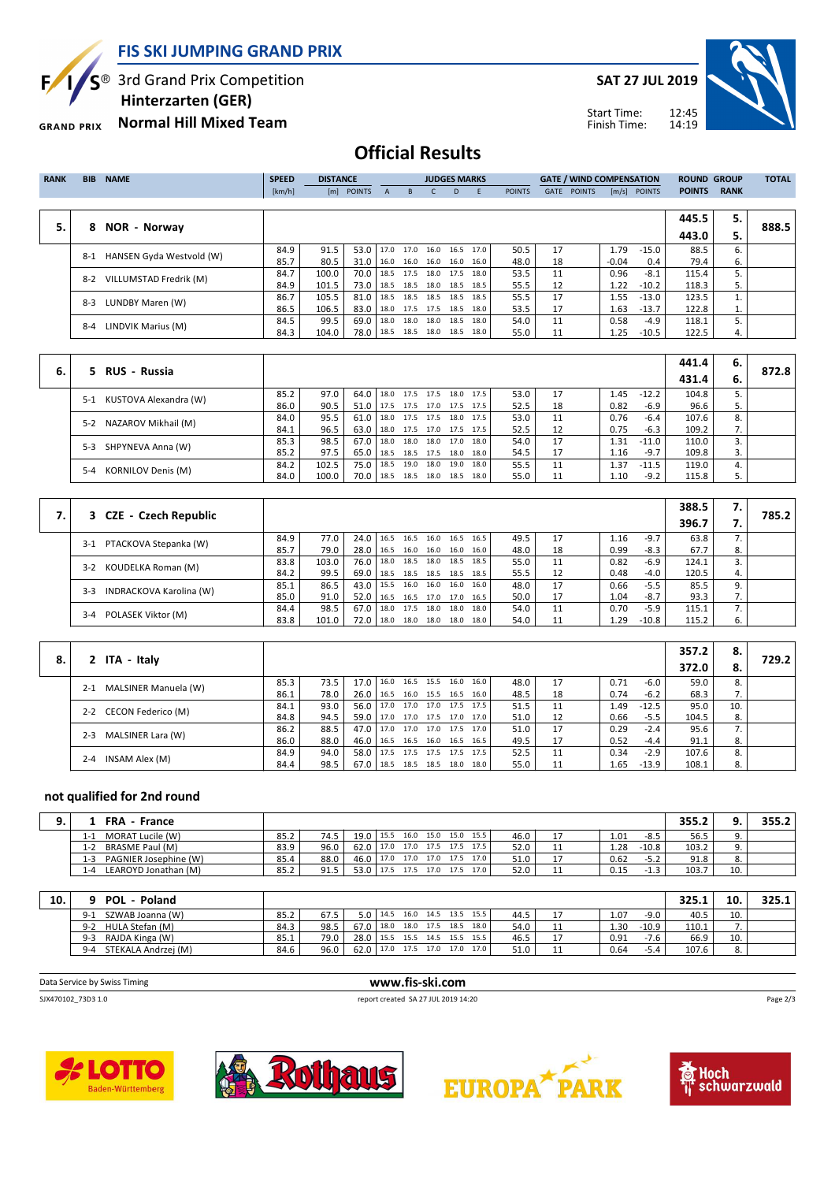# FIS SKI JUMPING GRAND PRIX

3rd Grand Prix Competition
Hinterzarten (GER)
Normal Hill Mixed Team

SAT 27 JUL 2019

Start Time: 12:45
Finish Time: 14:19

## Official Results

| RANK | BIB | NAME | SPEED [km/h] | DISTANCE [m] | DISTANCE POINTS | A | B | C | D | E | JUDGES POINTS | GATE | GATE POINTS | WIND [m/s] | WIND POINTS | ROUND POINTS | GROUP RANK | TOTAL |
|---|---|---|---|---|---|---|---|---|---|---|---|---|---|---|---|---|---|---|
| 5. | 8 | NOR - Norway | | | | | | | | | | | | | | 445.5 | 5. | 888.5 |
| | | | | | | | | | | | | | | | | 443.0 | 5. | |
| | 8-1 | HANSEN Gyda Westvold (W) | 84.9 | 91.5 | 53.0 | 17.0 | 17.0 | 16.0 | 16.5 | 17.0 | 50.5 | 17 | | 1.79 | -15.0 | 88.5 | 6. | |
| | | | 85.7 | 80.5 | 31.0 | 16.0 | 16.0 | 16.0 | 16.0 | 16.0 | 48.0 | 18 | | -0.04 | 0.4 | 79.4 | 6. | |
| | 8-2 | VILLUMSTAD Fredrik (M) | 84.7 | 100.0 | 70.0 | 18.5 | 17.5 | 18.0 | 17.5 | 18.0 | 53.5 | 11 | | 0.96 | -8.1 | 115.4 | 5. | |
| | | | 84.9 | 101.5 | 73.0 | 18.5 | 18.5 | 18.0 | 18.5 | 18.5 | 55.5 | 12 | | 1.22 | -10.2 | 118.3 | 5. | |
| | 8-3 | LUNDBY Maren (W) | 86.7 | 105.5 | 81.0 | 18.5 | 18.5 | 18.5 | 18.5 | 18.5 | 55.5 | 17 | | 1.55 | -13.0 | 123.5 | 1. | |
| | | | 86.5 | 106.5 | 83.0 | 18.0 | 17.5 | 17.5 | 18.5 | 18.0 | 53.5 | 17 | | 1.63 | -13.7 | 122.8 | 1. | |
| | 8-4 | LINDVIK Marius (M) | 84.5 | 99.5 | 69.0 | 18.0 | 18.0 | 18.0 | 18.5 | 18.0 | 54.0 | 11 | | 0.58 | -4.9 | 118.1 | 5. | |
| | | | 84.3 | 104.0 | 78.0 | 18.5 | 18.5 | 18.0 | 18.5 | 18.0 | 55.0 | 11 | | 1.25 | -10.5 | 122.5 | 4. | |
| 6. | 5 | RUS - Russia | | | | | | | | | | | | | | 441.4 | 6. | 872.8 |
| | | | | | | | | | | | | | | | | 431.4 | 6. | |
| | 5-1 | KUSTOVA Alexandra (W) | 85.2 | 97.0 | 64.0 | 18.0 | 17.5 | 17.5 | 18.0 | 17.5 | 53.0 | 17 | | 1.45 | -12.2 | 104.8 | 5. | |
| | | | 86.0 | 90.5 | 51.0 | 17.5 | 17.5 | 17.0 | 17.5 | 17.5 | 52.5 | 18 | | 0.82 | -6.9 | 96.6 | 5. | |
| | 5-2 | NAZAROV Mikhail (M) | 84.0 | 95.5 | 61.0 | 18.0 | 17.5 | 17.5 | 18.0 | 17.5 | 53.0 | 11 | | 0.76 | -6.4 | 107.6 | 8. | |
| | | | 84.1 | 96.5 | 63.0 | 18.0 | 17.5 | 17.0 | 17.5 | 17.5 | 52.5 | 12 | | 0.75 | -6.3 | 109.2 | 7. | |
| | 5-3 | SHPYNEVA Anna (W) | 85.3 | 98.5 | 67.0 | 18.0 | 18.0 | 18.0 | 17.0 | 18.0 | 54.0 | 17 | | 1.31 | -11.0 | 110.0 | 3. | |
| | | | 85.2 | 97.5 | 65.0 | 18.5 | 18.5 | 17.5 | 18.0 | 18.0 | 54.5 | 17 | | 1.16 | -9.7 | 109.8 | 3. | |
| | 5-4 | KORNILOV Denis (M) | 84.2 | 102.5 | 75.0 | 18.5 | 19.0 | 18.0 | 19.0 | 18.0 | 55.5 | 11 | | 1.37 | -11.5 | 119.0 | 4. | |
| | | | 84.0 | 100.0 | 70.0 | 18.5 | 18.5 | 18.0 | 18.5 | 18.0 | 55.0 | 11 | | 1.10 | -9.2 | 115.8 | 5. | |
| 7. | 3 | CZE - Czech Republic | | | | | | | | | | | | | | 388.5 | 7. | 785.2 |
| | | | | | | | | | | | | | | | | 396.7 | 7. | |
| | 3-1 | PTACKOVA Stepanka (W) | 84.9 | 77.0 | 24.0 | 16.5 | 16.5 | 16.0 | 16.5 | 16.5 | 49.5 | 17 | | 1.16 | -9.7 | 63.8 | 7. | |
| | | | 85.7 | 79.0 | 28.0 | 16.5 | 16.0 | 16.0 | 16.0 | 16.0 | 48.0 | 18 | | 0.99 | -8.3 | 67.7 | 8. | |
| | 3-2 | KOUDELKA Roman (M) | 83.8 | 103.0 | 76.0 | 18.0 | 18.5 | 18.0 | 18.5 | 18.5 | 55.0 | 11 | | 0.82 | -6.9 | 124.1 | 3. | |
| | | | 84.2 | 99.5 | 69.0 | 18.5 | 18.5 | 18.5 | 18.5 | 18.5 | 55.5 | 12 | | 0.48 | -4.0 | 120.5 | 4. | |
| | 3-3 | INDRACKOVA Karolina (W) | 85.1 | 86.5 | 43.0 | 15.5 | 16.0 | 16.0 | 16.0 | 16.0 | 48.0 | 17 | | 0.66 | -5.5 | 85.5 | 9. | |
| | | | 85.0 | 91.0 | 52.0 | 16.5 | 16.5 | 17.0 | 17.0 | 16.5 | 50.0 | 17 | | 1.04 | -8.7 | 93.3 | 7. | |
| | 3-4 | POLASEK Viktor (M) | 84.4 | 98.5 | 67.0 | 18.0 | 17.5 | 18.0 | 18.0 | 18.0 | 54.0 | 11 | | 0.70 | -5.9 | 115.1 | 7. | |
| | | | 83.8 | 101.0 | 72.0 | 18.0 | 18.0 | 18.0 | 18.0 | 18.0 | 54.0 | 11 | | 1.29 | -10.8 | 115.2 | 6. | |
| 8. | 2 | ITA - Italy | | | | | | | | | | | | | | 357.2 | 8. | 729.2 |
| | | | | | | | | | | | | | | | | 372.0 | 8. | |
| | 2-1 | MALSINER Manuela (W) | 85.3 | 73.5 | 17.0 | 16.0 | 16.5 | 15.5 | 16.0 | 16.0 | 48.0 | 17 | | 0.71 | -6.0 | 59.0 | 8. | |
| | | | 86.1 | 78.0 | 26.0 | 16.5 | 16.0 | 15.5 | 16.5 | 16.0 | 48.5 | 18 | | 0.74 | -6.2 | 68.3 | 7. | |
| | 2-2 | CECON Federico (M) | 84.1 | 93.0 | 56.0 | 17.0 | 17.0 | 17.0 | 17.5 | 17.5 | 51.5 | 11 | | 1.49 | -12.5 | 95.0 | 10. | |
| | | | 84.8 | 94.5 | 59.0 | 17.0 | 17.0 | 17.5 | 17.0 | 17.0 | 51.0 | 12 | | 0.66 | -5.5 | 104.5 | 8. | |
| | 2-3 | MALSINER Lara (W) | 86.2 | 88.5 | 47.0 | 17.0 | 17.0 | 17.0 | 17.5 | 17.0 | 51.0 | 17 | | 0.29 | -2.4 | 95.6 | 7. | |
| | | | 86.0 | 88.0 | 46.0 | 16.5 | 16.5 | 16.0 | 16.5 | 16.5 | 49.5 | 17 | | 0.52 | -4.4 | 91.1 | 8. | |
| | 2-4 | INSAM Alex (M) | 84.9 | 94.0 | 58.0 | 17.5 | 17.5 | 17.5 | 17.5 | 17.5 | 52.5 | 11 | | 0.34 | -2.9 | 107.6 | 8. | |
| | | | 84.4 | 98.5 | 67.0 | 18.5 | 18.5 | 18.5 | 18.0 | 18.0 | 55.0 | 11 | | 1.65 | -13.9 | 108.1 | 8. | |

### not qualified for 2nd round

| RANK | BIB | NAME | SPEED [km/h] | DISTANCE [m] | DISTANCE POINTS | A | B | C | D | E | JUDGES POINTS | GATE | GATE POINTS | WIND [m/s] | WIND POINTS | ROUND POINTS | GROUP RANK | TOTAL |
|---|---|---|---|---|---|---|---|---|---|---|---|---|---|---|---|---|---|---|
| 9. | 1 | FRA - France | | | | | | | | | | | | | | 355.2 | 9. | 355.2 |
| | 1-1 | MORAT Lucile (W) | 85.2 | 74.5 | 19.0 | 15.5 | 16.0 | 15.0 | 15.0 | 15.5 | 46.0 | 17 | | 1.01 | -8.5 | 56.5 | 9. | |
| | 1-2 | BRASME Paul (M) | 83.9 | 96.0 | 62.0 | 17.0 | 17.0 | 17.5 | 17.5 | 17.5 | 52.0 | 11 | | 1.28 | -10.8 | 103.2 | 9. | |
| | 1-3 | PAGNIER Josephine (W) | 85.4 | 88.0 | 46.0 | 17.0 | 17.0 | 17.0 | 17.5 | 17.0 | 51.0 | 17 | | 0.62 | -5.2 | 91.8 | 8. | |
| | 1-4 | LEAROYD Jonathan (M) | 85.2 | 91.5 | 53.0 | 17.5 | 17.5 | 17.0 | 17.5 | 17.0 | 52.0 | 11 | | 0.15 | -1.3 | 103.7 | 10. | |
| 10. | 9 | POL - Poland | | | | | | | | | | | | | | 325.1 | 10. | 325.1 |
| | 9-1 | SZWAB Joanna (W) | 85.2 | 67.5 | 5.0 | 14.5 | 16.0 | 14.5 | 13.5 | 15.5 | 44.5 | 17 | | 1.07 | -9.0 | 40.5 | 10. | |
| | 9-2 | HULA Stefan (M) | 84.3 | 98.5 | 67.0 | 18.0 | 18.0 | 17.5 | 18.5 | 18.0 | 54.0 | 11 | | 1.30 | -10.9 | 110.1 | 7. | |
| | 9-3 | RAJDA Kinga (W) | 85.1 | 79.0 | 28.0 | 15.5 | 15.5 | 14.5 | 15.5 | 15.5 | 46.5 | 17 | | 0.91 | -7.6 | 66.9 | 10. | |
| | 9-4 | STEKALA Andrzej (M) | 84.6 | 96.0 | 62.0 | 17.0 | 17.5 | 17.0 | 17.0 | 17.0 | 51.0 | 11 | | 0.64 | -5.4 | 107.6 | 8. | |

Data Service by Swiss Timing — www.fis-ski.com

SJX470102_73D3 1.0 — report created SA 27 JUL 2019 14:20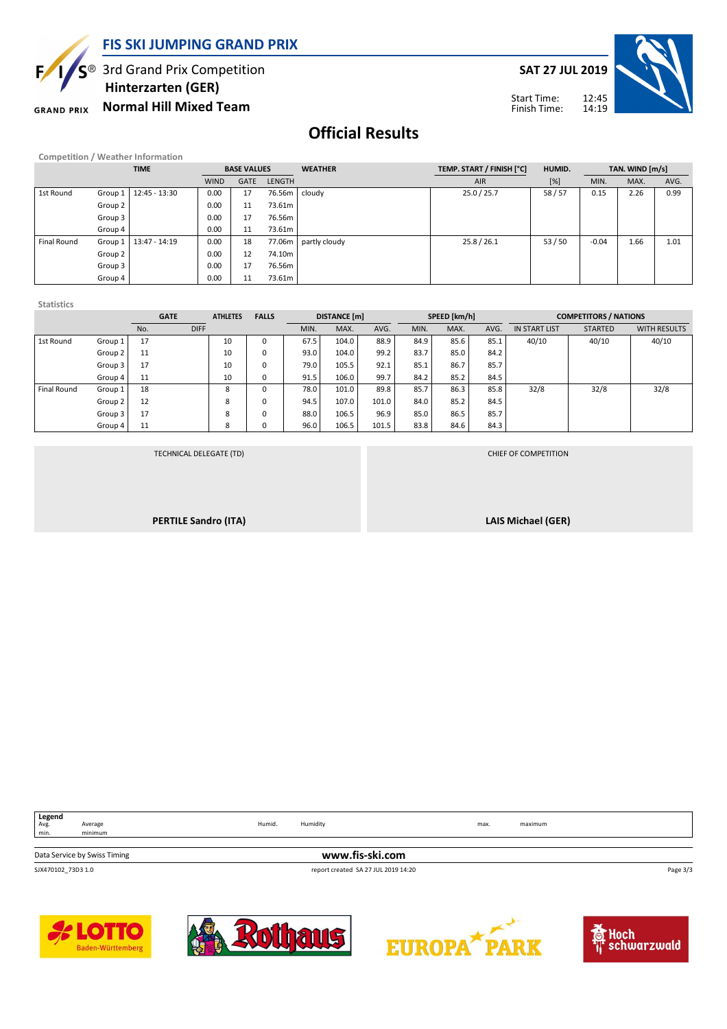# FIS SKI JUMPING GRAND PRIX

3rd Grand Prix Competition
**Hinterzarten (GER)**
**Normal Hill Mixed Team**

**SAT 27 JUL 2019**

Start Time: 12:45
Finish Time: 14:19

## Official Results

### Competition / Weather Information

| | | TIME | BASE VALUES | | | WEATHER | TEMP. START / FINISH [°C] | HUMID. | TAN. WIND [m/s] | | |
|---|---|---|---|---|---|---|---|---|---|---|---|
| | | | WIND | GATE | LENGTH | | AIR | [%] | MIN. | MAX. | AVG. |
| 1st Round | Group 1 | 12:45 - 13:30 | 0.00 | 17 | 76.56m | cloudy | 25.0 / 25.7 | 58 / 57 | 0.15 | 2.26 | 0.99 |
| | Group 2 | | 0.00 | 11 | 73.61m | | | | | | |
| | Group 3 | | 0.00 | 17 | 76.56m | | | | | | |
| | Group 4 | | 0.00 | 11 | 73.61m | | | | | | |
| Final Round | Group 1 | 13:47 - 14:19 | 0.00 | 18 | 77.06m | partly cloudy | 25.8 / 26.1 | 53 / 50 | -0.04 | 1.66 | 1.01 |
| | Group 2 | | 0.00 | 12 | 74.10m | | | | | | |
| | Group 3 | | 0.00 | 17 | 76.56m | | | | | | |
| | Group 4 | | 0.00 | 11 | 73.61m | | | | | | |

### Statistics

| | | GATE | | ATHLETES | FALLS | DISTANCE [m] | | | SPEED [km/h] | | | COMPETITORS / NATIONS | | |
|---|---|---|---|---|---|---|---|---|---|---|---|---|---|---|
| | | No. | DIFF | | | MIN. | MAX. | AVG. | MIN. | MAX. | AVG. | IN START LIST | STARTED | WITH RESULTS |
| 1st Round | Group 1 | 17 | | 10 | 0 | 67.5 | 104.0 | 88.9 | 84.9 | 85.6 | 85.1 | 40/10 | 40/10 | 40/10 |
| | Group 2 | 11 | | 10 | 0 | 93.0 | 104.0 | 99.2 | 83.7 | 85.0 | 84.2 | | | |
| | Group 3 | 17 | | 10 | 0 | 79.0 | 105.5 | 92.1 | 85.1 | 86.7 | 85.7 | | | |
| | Group 4 | 11 | | 10 | 0 | 91.5 | 106.0 | 99.7 | 84.2 | 85.2 | 84.5 | | | |
| Final Round | Group 1 | 18 | | 8 | 0 | 78.0 | 101.0 | 89.8 | 85.7 | 86.3 | 85.8 | 32/8 | 32/8 | 32/8 |
| | Group 2 | 12 | | 8 | 0 | 94.5 | 107.0 | 101.0 | 84.0 | 85.2 | 84.5 | | | |
| | Group 3 | 17 | | 8 | 0 | 88.0 | 106.5 | 96.9 | 85.0 | 86.5 | 85.7 | | | |
| | Group 4 | 11 | | 8 | 0 | 96.0 | 106.5 | 101.5 | 83.8 | 84.6 | 84.3 | | | |

| TECHNICAL DELEGATE (TD) | CHIEF OF COMPETITION |
|---|---|
| **PERTILE Sandro (ITA)** | **LAIS Michael (GER)** |

**Legend**
Avg. Average
min. minimum
Humid. Humidity
max. maximum

Data Service by Swiss Timing
www.fis-ski.com
SJX470102_73D3 1.0
report created SA 27 JUL 2019 14:20